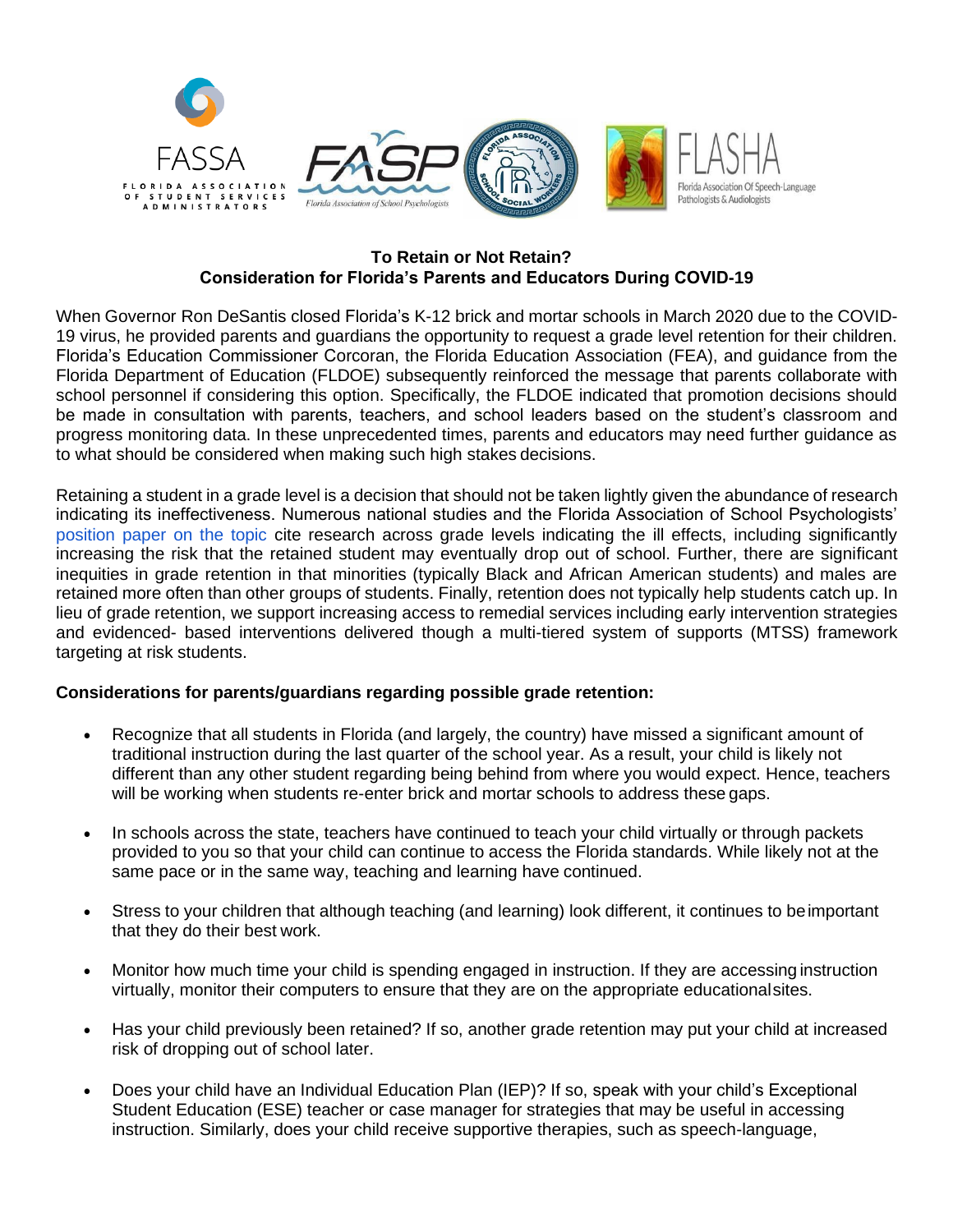**To Retain or Not Retain?**
**Consideration for Florida's Parents and Educators During COVID-19**

When Governor Ron DeSantis closed Florida's K-12 brick and mortar schools in March 2020 due to the COVID-19 virus, he provided parents and guardians the opportunity to request a grade level retention for their children. Florida's Education Commissioner Corcoran, the Florida Education Association (FEA), and guidance from the Florida Department of Education (FLDOE) subsequently reinforced the message that parents collaborate with school personnel if considering this option. Specifically, the FLDOE indicated that promotion decisions should be made in consultation with parents, teachers, and school leaders based on the student's classroom and progress monitoring data. In these unprecedented times, parents and educators may need further guidance as to what should be considered when making such high stakes decisions.

Retaining a student in a grade level is a decision that should not be taken lightly given the abundance of research indicating its ineffectiveness. Numerous national studies and the Florida Association of School Psychologists' position paper on the topic cite research across grade levels indicating the ill effects, including significantly increasing the risk that the retained student may eventually drop out of school. Further, there are significant inequities in grade retention in that minorities (typically Black and African American students) and males are retained more often than other groups of students. Finally, retention does not typically help students catch up. In lieu of grade retention, we support increasing access to remedial services including early intervention strategies and evidenced- based interventions delivered though a multi-tiered system of supports (MTSS) framework targeting at risk students.

**Considerations for parents/guardians regarding possible grade retention:**

- Recognize that all students in Florida (and largely, the country) have missed a significant amount of traditional instruction during the last quarter of the school year. As a result, your child is likely not different than any other student regarding being behind from where you would expect. Hence, teachers will be working when students re-enter brick and mortar schools to address these gaps.

- In schools across the state, teachers have continued to teach your child virtually or through packets provided to you so that your child can continue to access the Florida standards. While likely not at the same pace or in the same way, teaching and learning have continued.

- Stress to your children that although teaching (and learning) look different, it continues to be important that they do their best work.

- Monitor how much time your child is spending engaged in instruction. If they are accessing instruction virtually, monitor their computers to ensure that they are on the appropriate educational sites.

- Has your child previously been retained? If so, another grade retention may put your child at increased risk of dropping out of school later.

- Does your child have an Individual Education Plan (IEP)? If so, speak with your child's Exceptional Student Education (ESE) teacher or case manager for strategies that may be useful in accessing instruction. Similarly, does your child receive supportive therapies, such as speech-language,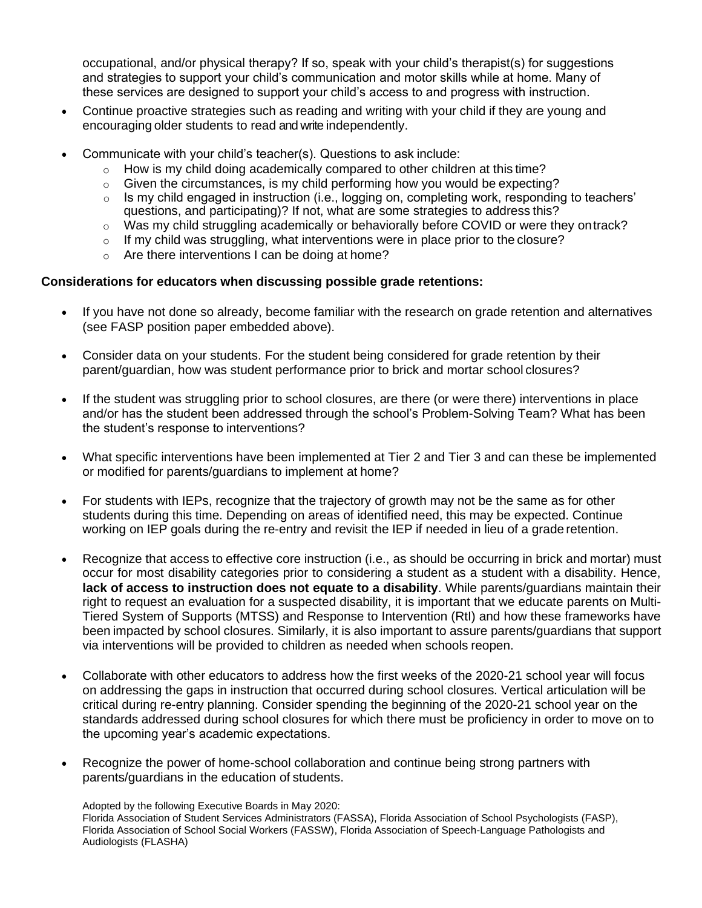occupational, and/or physical therapy? If so, speak with your child's therapist(s) for suggestions and strategies to support your child's communication and motor skills while at home. Many of these services are designed to support your child's access to and progress with instruction.

- Continue proactive strategies such as reading and writing with your child if they are young and encouraging older students to read and write independently.
- Communicate with your child's teacher(s). Questions to ask include:
    - How is my child doing academically compared to other children at this time?
    - Given the circumstances, is my child performing how you would be expecting?
    - Is my child engaged in instruction (i.e., logging on, completing work, responding to teachers' questions, and participating)? If not, what are some strategies to address this?
    - Was my child struggling academically or behaviorally before COVID or were they ontrack?
    - If my child was struggling, what interventions were in place prior to the closure?
    - Are there interventions I can be doing at home?

**Considerations for educators when discussing possible grade retentions:**

- If you have not done so already, become familiar with the research on grade retention and alternatives (see FASP position paper embedded above).
- Consider data on your students. For the student being considered for grade retention by their parent/guardian, how was student performance prior to brick and mortar school closures?
- If the student was struggling prior to school closures, are there (or were there) interventions in place and/or has the student been addressed through the school's Problem-Solving Team? What has been the student's response to interventions?
- What specific interventions have been implemented at Tier 2 and Tier 3 and can these be implemented or modified for parents/guardians to implement at home?
- For students with IEPs, recognize that the trajectory of growth may not be the same as for other students during this time. Depending on areas of identified need, this may be expected. Continue working on IEP goals during the re-entry and revisit the IEP if needed in lieu of a grade retention.
- Recognize that access to effective core instruction (i.e., as should be occurring in brick and mortar) must occur for most disability categories prior to considering a student as a student with a disability. Hence, **lack of access to instruction does not equate to a disability**. While parents/guardians maintain their right to request an evaluation for a suspected disability, it is important that we educate parents on Multi-Tiered System of Supports (MTSS) and Response to Intervention (RtI) and how these frameworks have been impacted by school closures. Similarly, it is also important to assure parents/guardians that support via interventions will be provided to children as needed when schools reopen.
- Collaborate with other educators to address how the first weeks of the 2020-21 school year will focus on addressing the gaps in instruction that occurred during school closures. Vertical articulation will be critical during re-entry planning. Consider spending the beginning of the 2020-21 school year on the standards addressed during school closures for which there must be proficiency in order to move on to the upcoming year's academic expectations.
- Recognize the power of home-school collaboration and continue being strong partners with parents/guardians in the education of students.

Adopted by the following Executive Boards in May 2020:
Florida Association of Student Services Administrators (FASSA), Florida Association of School Psychologists (FASP), Florida Association of School Social Workers (FASSW), Florida Association of Speech-Language Pathologists and Audiologists (FLASHA)